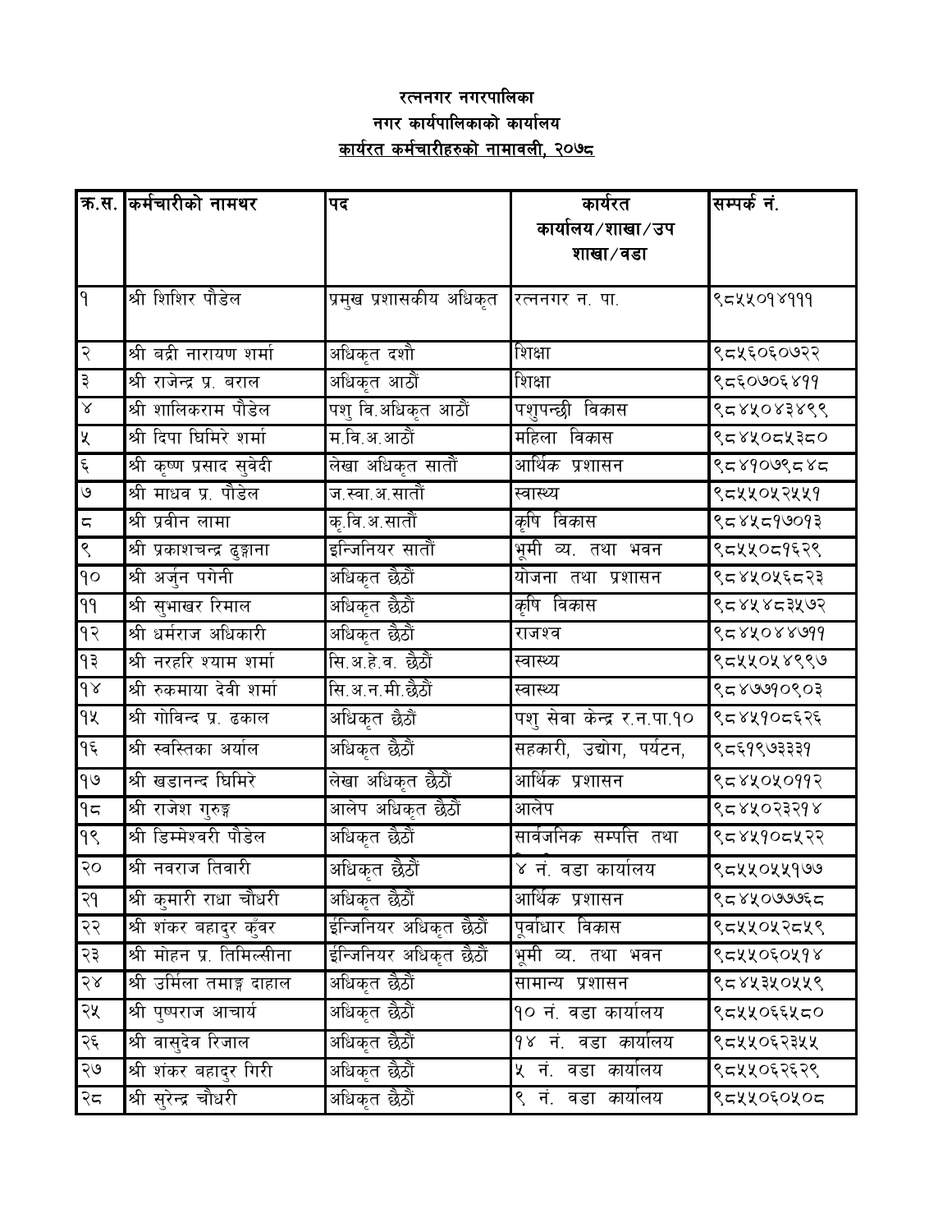# रत्ननगर नगरपालिका

## नगर कार्यपालिकाको कार्यालय

### कार्यरत कर्मचारीहरुको नामावली, २०७८

| क्र.स. | कर्मचारीको नामथर | पद | कार्यरत कार्यालय/शाखा/उप शाखा/वडा | सम्पर्क नं. |
|---|---|---|---|---|
| १ | श्री शिशिर पौडेल | प्रमुख प्रशासकीय अधिकृत | रत्ननगर न. पा. | ९८५५०१४१११ |
| २ | श्री बद्री नारायण शर्मा | अधिकृत दशौं | शिक्षा | ९८५६०६०७२२ |
| ३ | श्री राजेन्द्र प्र. बराल | अधिकृत आठौं | शिक्षा | ९८६०७०६४११ |
| ४ | श्री शालिकराम पौडेल | पशु वि.अधिकृत आठौं | पशुपन्छी विकास | ९८४५०४३४९९ |
| ५ | श्री दिपा घिमिरे शर्मा | म.वि.अ.आठौं | महिला विकास | ९८४५०८५३८० |
| ६ | श्री कृष्ण प्रसाद सुवेदी | लेखा अधिकृत सातौं | आर्थिक प्रशासन | ९८४१०७९८४८ |
| ७ | श्री माधव प्र. पौडेल | ज.स्वा.अ.सातौं | स्वास्थ्य | ९८५५०५२५५१ |
| ८ | श्री प्रवीन लामा | कृ.वि.अ.सातौं | कृषि विकास | ९८४५८१७०१३ |
| ९ | श्री प्रकाशचन्द्र ढुङ्गाना | इन्जिनियर सातौं | भूमी व्य. तथा भवन | ९८५५०८१६२९ |
| १० | श्री अर्जुन पगेनी | अधिकृत छैठौं | योजना तथा प्रशासन | ९८४५०५६८२३ |
| ११ | श्री सुभाखर रिमाल | अधिकृत छैठौं | कृषि विकास | ९८४५४८३५७२ |
| १२ | श्री धर्मराज अधिकारी | अधिकृत छैठौं | राजश्व | ९८४५०४४७११ |
| १३ | श्री नरहरि श्याम शर्मा | सि.अ.हे.व. छैठौं | स्वास्थ्य | ९८५५०५४९९७ |
| १४ | श्री रुकमाया देवी शर्मा | सि.अ.न.मी.छैठौं | स्वास्थ्य | ९८४७७१०९०३ |
| १५ | श्री गोविन्द प्र. ढकाल | अधिकृत छैठौं | पशु सेवा केन्द्र र.न.पा.१० | ९८४५१०८६२६ |
| १६ | श्री स्वस्तिका अर्याल | अधिकृत छैठौं | सहकारी, उद्योग, पर्यटन, | ९८६१९७३३३१ |
| १७ | श्री खडानन्द घिमिरे | लेखा अधिकृत छैठौं | आर्थिक प्रशासन | ९८४५०५०११२ |
| १८ | श्री राजेश गुरुङ्ग | आलेप अधिकृत छैठौं | आलेप | ९८४५०२३२१४ |
| १९ | श्री डिम्मेश्वरी पौडेल | अधिकृत छैठौं | सार्वजनिक सम्पत्ति तथा | ९८४५१०८५२२ |
| २० | श्री नवराज तिवारी | अधिकृत छैठौं | ४ नं. वडा कार्यालय | ९८५५०५५१७७ |
| २१ | श्री कुमारी राधा चौधरी | अधिकृत छैठौं | आर्थिक प्रशासन | ९८४५०७७६८ |
| २२ | श्री शंकर बहादुर कुँवर | ईन्जिनियर अधिकृत छैठौं | पूर्वाधार विकास | ९८५५०५२८५९ |
| २३ | श्री मोहन प्र. तिमिल्सीना | ईन्जिनियर अधिकृत छैठौं | भूमी व्य. तथा भवन | ९८५५०६०५१४ |
| २४ | श्री उर्मिला तमाङ्ग दाहाल | अधिकृत छैठौं | सामान्य प्रशासन | ९८४५३५०५५९ |
| २५ | श्री पुष्पराज आचार्य | अधिकृत छैठौं | १० नं. वडा कार्यालय | ९८५५०६६५८० |
| २६ | श्री वासुदेव रिजाल | अधिकृत छैठौं | १४ नं. वडा कार्यालय | ९८५५०६२३५५ |
| २७ | श्री शंकर बहादुर गिरी | अधिकृत छैठौं | ५ नं. वडा कार्यालय | ९८५५०६२६२९ |
| २८ | श्री सुरेन्द्र चौधरी | अधिकृत छैठौं | ९ नं. वडा कार्यालय | ९८५५०६०५०८ |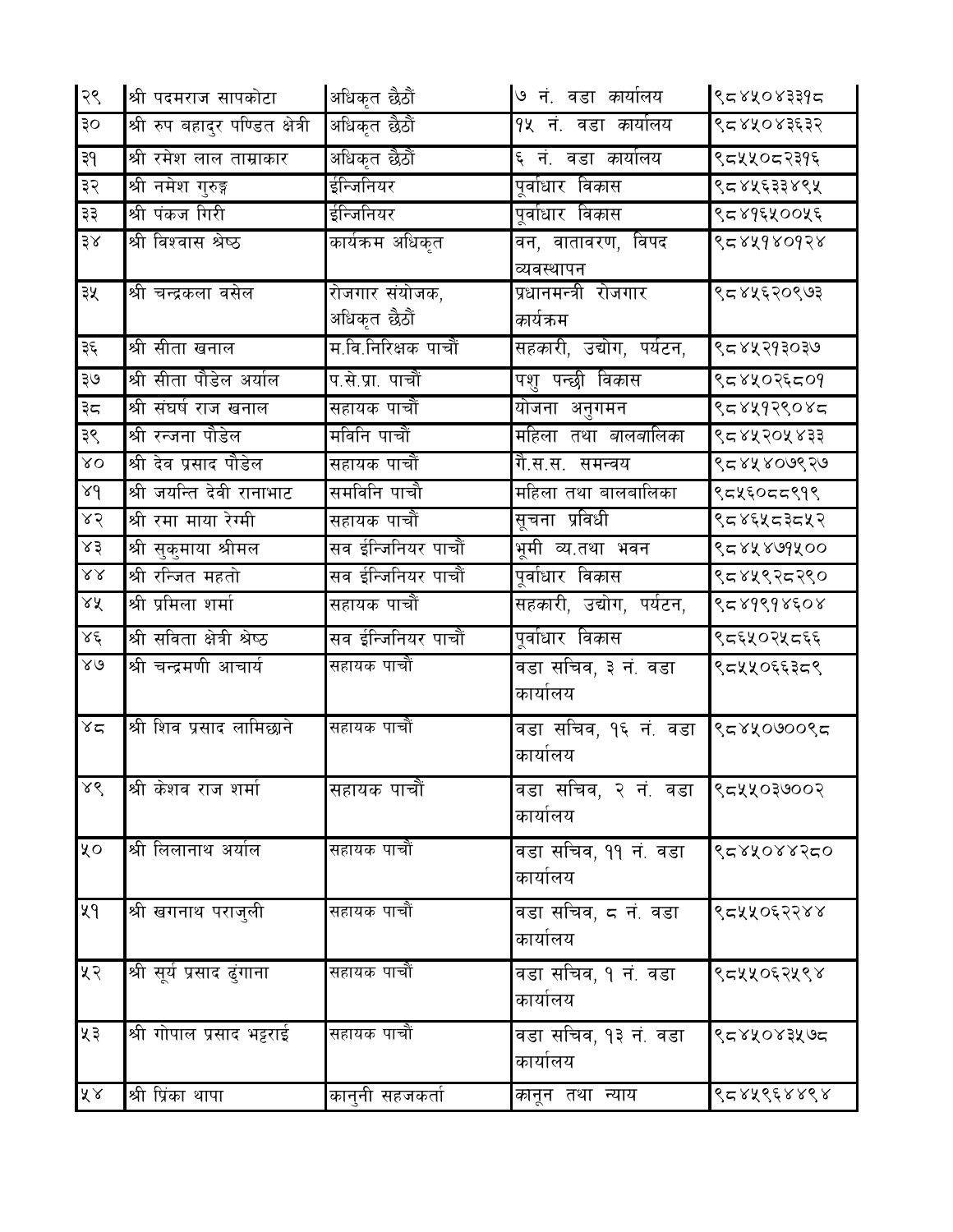| २९ | श्री पदमराज सापकोटा | अधिकृत छैठौं | ७ नं. वडा कार्यालय | ९८४५०४३३१८ |
|---|---|---|---|---|
| ३० | श्री रुप बहादुर पण्डित क्षेत्री | अधिकृत छैठौं | १५ नं. वडा कार्यालय | ९८४५०४३६३२ |
| ३१ | श्री रमेश लाल ताम्राकार | अधिकृत छैठौं | ६ नं. वडा कार्यालय | ९८५५०८२३१६ |
| ३२ | श्री नमेश गुरुङ्ग | ईन्जिनियर | पूर्वाधार विकास | ९८४५६३३४९५ |
| ३३ | श्री पंकज गिरी | ईन्जिनियर | पूर्वाधार विकास | ९८४१६५००५६ |
| ३४ | श्री विश्वास श्रेष्ठ | कार्यक्रम अधिकृत | वन, वातावरण, विपद व्यवस्थापन | ९८४५१४०१२४ |
| ३५ | श्री चन्द्रकला वसेल | रोजगार संयोजक, अधिकृत छैठौं | प्रधानमन्त्री रोजगार कार्यक्रम | ९८४५६२०९७३ |
| ३६ | श्री सीता खनाल | म.वि.निरिक्षक पाचौं | सहकारी, उद्योग, पर्यटन, | ९८४५२१३०३७ |
| ३७ | श्री सीता पौडेल अर्याल | प.से.प्रा. पाचौं | पशु पन्छी विकास | ९८४५०२६८०१ |
| ३८ | श्री संघर्ष राज खनाल | सहायक पाचौं | योजना अनुगमन | ९८४५१२९०४८ |
| ३९ | श्री रन्जना पौडेल | मविनि पाचौं | महिला तथा बालबालिका | ९८४५२०५४३३ |
| ४० | श्री देव प्रसाद पौडेल | सहायक पाचौं | गै.स.स. समन्वय | ९८४५४०७९२७ |
| ४१ | श्री जयन्ति देवी रानाभाट | समविनि पाचौ | महिला तथा बालबालिका | ९८५६०८८९१९ |
| ४२ | श्री रमा माया रेग्मी | सहायक पाचौं | सूचना प्रविधी | ९८४६५८३८५२ |
| ४३ | श्री सुकुमाया श्रीमल | सव ईन्जिनियर पाचौं | भूमी व्य.तथा भवन | ९८४५४७१५०० |
| ४४ | श्री रन्जित महतो | सव ईन्जिनियर पाचौं | पूर्वाधार विकास | ९८४५९२८२९० |
| ४५ | श्री प्रमिला शर्मा | सहायक पाचौं | सहकारी, उद्योग, पर्यटन, | ९८४१९१४६०४ |
| ४६ | श्री सविता क्षेत्री श्रेष्ठ | सव ईन्जिनियर पाचौं | पूर्वाधार विकास | ९८६५०२५८६६ |
| ४७ | श्री चन्द्रमणी आचार्य | सहायक पाचौं | वडा सचिव, ३ नं. वडा कार्यालय | ९८५५०६६३८९ |
| ४८ | श्री शिव प्रसाद लामिछाने | सहायक पाचौं | वडा सचिव, १६ नं. वडा कार्यालय | ९८४५०७००९८ |
| ४९ | श्री केशव राज शर्मा | सहायक पाचौं | वडा सचिव, २ नं. वडा कार्यालय | ९८५५०३७००२ |
| ५० | श्री लिलानाथ अर्याल | सहायक पाचौं | वडा सचिव, ११ नं. वडा कार्यालय | ९८४५०४४२८० |
| ५१ | श्री खगनाथ पराजुली | सहायक पाचौं | वडा सचिव, ८ नं. वडा कार्यालय | ९८५५०६२२४४ |
| ५२ | श्री सूर्य प्रसाद ढुंगाना | सहायक पाचौं | वडा सचिव, १ नं. वडा कार्यालय | ९८५५०६२५९४ |
| ५३ | श्री गोपाल प्रसाद भट्टराई | सहायक पाचौं | वडा सचिव, १३ नं. वडा कार्यालय | ९८४५०४३५७८ |
| ५४ | श्री प्रिंका थापा | कानुनी सहजकर्ता | कानून तथा न्याय | ९८४५९६४४९४ |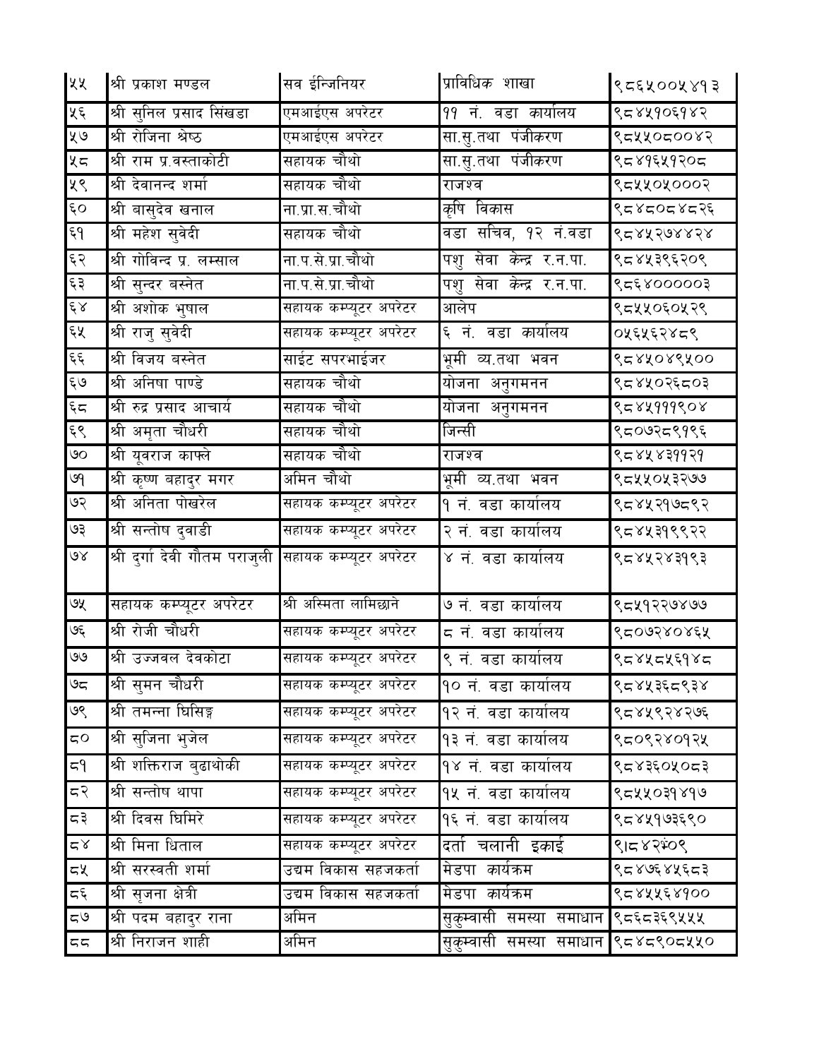| ५५ | श्री प्रकाश मण्डल | सब ईन्जिनियर | प्राविधिक शाखा | ९८६५००५४१३ |
|---|---|---|---|---|
| ५६ | श्री सुनिल प्रसाद सिंखडा | एमआईएस अपरेटर | ११ नं. वडा कार्यालय | ९८४५१०६१४२ |
| ५७ | श्री रोजिना श्रेष्ठ | एमआईएस अपरेटर | सा.सु.तथा पंजीकरण | ९८५५०८००४२ |
| ५८ | श्री राम प्र.वस्ताकोटी | सहायक चौथो | सा.सु.तथा पंजीकरण | ९८४१६५१२०८ |
| ५९ | श्री देवानन्द शर्मा | सहायक चौथो | राजश्व | ९८५५०५०००२ |
| ६० | श्री बासुदेव खनाल | ना.प्रा.स.चौथो | कृषि विकास | ९८४८०८४८२६ |
| ६१ | श्री महेश सुवेदी | सहायक चौथो | वडा सचिव, १२ नं.वडा | ९८४५२७४४२४ |
| ६२ | श्री गोविन्द प्र. लम्साल | ना.प.से.प्रा.चौथो | पशु सेवा केन्द्र र.न.पा. | ९८४५३९६२०९ |
| ६३ | श्री सुन्दर बस्नेत | ना.प.से.प्रा.चौथो | पशु सेवा केन्द्र र.न.पा. | ९८६४००००३ |
| ६४ | श्री अशोक भुषाल | सहायक कम्प्यूटर अपरेटर | आलेप | ९८५५०६०५२९ |
| ६५ | श्री राजु सुवेदी | सहायक कम्प्यूटर अपरेटर | ६ नं. वडा कार्यालय | ०५६५६२४८९ |
| ६६ | श्री विजय बस्नेत | साईट सपरभाईजर | भूमी व्य.तथा भवन | ९८४५०४९५०० |
| ६७ | श्री अनिषा पाण्डे | सहायक चौथो | योजना अनुगमनन | ९८४५०२६८०३ |
| ६८ | श्री रुद्र प्रसाद आचार्य | सहायक चौथो | योजना अनुगमनन | ९८४५१११९०४ |
| ६९ | श्री अमृता चौधरी | सहायक चौथो | जिन्सी | ९८०७२८९१९६ |
| ७० | श्री यूवराज काफ्ले | सहायक चौथो | राजश्व | ९८४५४३११२१ |
| ७१ | श्री कृष्ण बहादुर मगर | अमिन चौथो | भूमी व्य.तथा भवन | ९८५५०५३२७७ |
| ७२ | श्री अनिता पोखरेल | सहायक कम्प्यूटर अपरेटर | १ नं. वडा कार्यालय | ९८४५२१७८९२ |
| ७३ | श्री सन्तोष दुवाडी | सहायक कम्प्यूटर अपरेटर | २ नं. वडा कार्यालय | ९८४५३१९९२२ |
| ७४ | श्री दुर्गा देवी गौतम पराजुली | सहायक कम्प्यूटर अपरेटर | ४ नं. वडा कार्यालय | ९८४५२४३१९३ |
| ७५ | सहायक कम्प्यूटर अपरेटर | श्री अस्मिता लामिछाने | ७ नं. वडा कार्यालय | ९८५१२२७४७७ |
| ७६ | श्री रोजी चौधरी | सहायक कम्प्यूटर अपरेटर | ८ नं. वडा कार्यालय | ९८०७२४०४६५ |
| ७७ | श्री उज्जवल देवकोटा | सहायक कम्प्यूटर अपरेटर | ९ नं. वडा कार्यालय | ९८४५८५६१४८ |
| ७८ | श्री सुमन चौधरी | सहायक कम्प्यूटर अपरेटर | १० नं. वडा कार्यालय | ९८४५३६८९३४ |
| ७९ | श्री तमन्ना घिसिङ्ग | सहायक कम्प्यूटर अपरेटर | १२ नं. वडा कार्यालय | ९८४५९२४२७६ |
| ८० | श्री सुजिना भुजेल | सहायक कम्प्यूटर अपरेटर | १३ नं. वडा कार्यालय | ९८०९२४०१२५ |
| ८१ | श्री शक्तिराज बुढाथोकी | सहायक कम्प्यूटर अपरेटर | १४ नं. वडा कार्यालय | ९८४३६०५०८३ |
| ८२ | श्री सन्तोष थापा | सहायक कम्प्यूटर अपरेटर | १५ नं. वडा कार्यालय | ९८५५०३१४१७ |
| ८३ | श्री दिवस घिमिरे | सहायक कम्प्यूटर अपरेटर | १६ नं. वडा कार्यालय | ९८४५१७३६९० |
| ८४ | श्री मिना धिताल | सहायक कम्प्यूटर अपरेटर | दर्ता चलानी इकाई | ९।८४२५०९ |
| ८५ | श्री सरस्वती शर्मा | उद्यम विकास सहजकर्ता | मेडपा कार्यक्रम | ९८४७६४५६८३ |
| ८६ | श्री सृजना क्षेत्री | उद्यम विकास सहजकर्ता | मेडपा कार्यक्रम | ९८४५५६४१०० |
| ८७ | श्री पदम बहादुर राना | अमिन | सुकुम्वासी समस्या समाधान | ९८६८३६९५५५ |
| ८८ | श्री निराजन शाही | अमिन | सुकुम्वासी समस्या समाधान | ९८४८९०८५५० |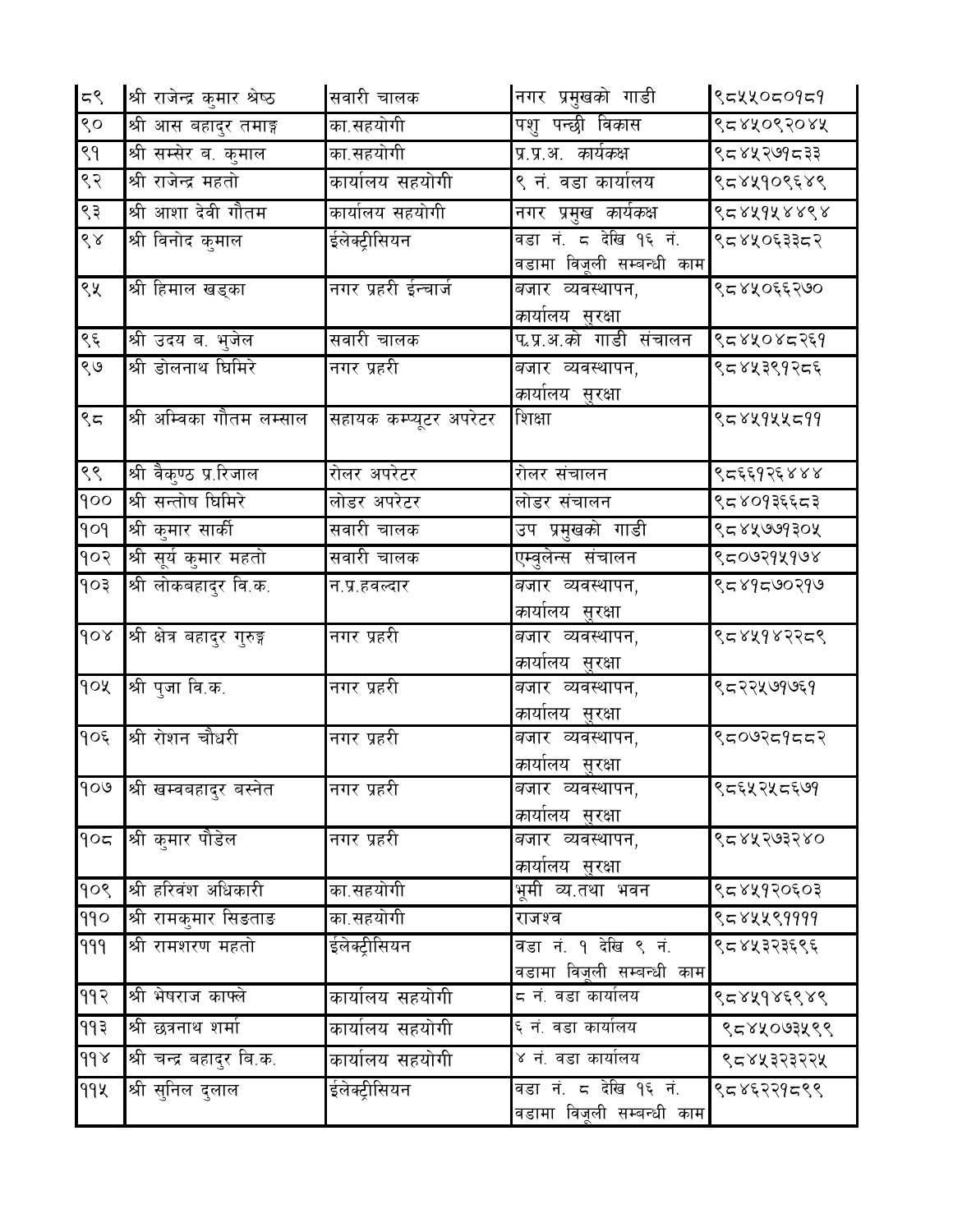| ८९ | श्री राजेन्द्र कुमार श्रेष्ठ | सवारी चालक | नगर प्रमुखको गाडी | ९८५५०८०१८१ |
|---|---|---|---|---|
| ९० | श्री आस बहादुर तमाङ्ग | का.सहयोगी | पशु पन्छी विकास | ९८४५०९२०४५ |
| ९१ | श्री सम्सेर ब. कुमाल | का.सहयोगी | प्र.प्र.अ. कार्यकक्ष | ९८४५२७१८३३ |
| ९२ | श्री राजेन्द्र महतो | कार्यालय सहयोगी | ९ नं. वडा कार्यालय | ९८४५१०९६४९ |
| ९३ | श्री आशा देवी गौतम | कार्यालय सहयोगी | नगर प्रमुख कार्यकक्ष | ९८४५१५४४९४ |
| ९४ | श्री विनोद कुमाल | ईलेक्ट्रीसियन | वडा नं. ८ देखि १६ नं. वडामा विजुली सम्बन्धी काम | ९८४५०६३३८२ |
| ९५ | श्री हिमाल खड्का | नगर प्रहरी ईन्चार्ज | बजार व्यवस्थापन, कार्यालय सुरक्षा | ९८४५०६६२७० |
| ९६ | श्री उदय ब. भुजेल | सवारी चालक | प.प्र.अ.को गाडी संचालन | ९८४५०४८२६१ |
| ९७ | श्री डोलनाथ घिमिरे | नगर प्रहरी | बजार व्यवस्थापन, कार्यालय सुरक्षा | ९८४५३९१२८६ |
| ९८ | श्री अम्बिका गौतम लम्साल | सहायक कम्प्यूटर अपरेटर | शिक्षा | ९८४५१५५८११ |
| ९९ | श्री वैकुण्ठ प्र.रिजाल | रोलर अपरेटर | रोलर संचालन | ९८६६१२६४४४ |
| १०० | श्री सन्तोष घिमिरे | लोडर अपरेटर | लोडर संचालन | ९८४०१३६६८३ |
| १०१ | श्री कुमार सार्की | सवारी चालक | उप प्रमुखको गाडी | ९८४५७७१३०५ |
| १०२ | श्री सूर्य कुमार महतो | सवारी चालक | एम्बुलेन्स संचालन | ९८०७२१५१७४ |
| १०३ | श्री लोकबहादुर वि.क. | न.प्र.हवल्दार | बजार व्यवस्थापन, कार्यालय सुरक्षा | ९८४१८७०२१७ |
| १०४ | श्री क्षेत्र बहादुर गुरुङ्ग | नगर प्रहरी | बजार व्यवस्थापन, कार्यालय सुरक्षा | ९८४५१४२२८९ |
| १०५ | श्री पुजा वि.क. | नगर प्रहरी | बजार व्यवस्थापन, कार्यालय सुरक्षा | ९८२२५७१७६१ |
| १०६ | श्री रोशन चौधरी | नगर प्रहरी | बजार व्यवस्थापन, कार्यालय सुरक्षा | ९८०७२८१८८२ |
| १०७ | श्री खम्वबहादुर बस्नेत | नगर प्रहरी | बजार व्यवस्थापन, कार्यालय सुरक्षा | ९८६५२५८६७१ |
| १०८ | श्री कुमार पौडेल | नगर प्रहरी | बजार व्यवस्थापन, कार्यालय सुरक्षा | ९८४५२७३२४० |
| १०९ | श्री हरिवंश अधिकारी | का.सहयोगी | भूमी व्य.तथा भवन | ९८४५१२०६०३ |
| ११० | श्री रामकुमार सिङताङ | का.सहयोगी | राजश्व | ९८४५५९११११ |
| १११ | श्री रामशरण महतो | ईलेक्ट्रीसियन | वडा नं. १ देखि ९ नं. वडामा विजुली सम्बन्धी काम | ९८४५३२३६९६ |
| ११२ | श्री भेषराज काफ्ले | कार्यालय सहयोगी | ८ नं. वडा कार्यालय | ९८४५१४६९४९ |
| ११३ | श्री छत्रनाथ शर्मा | कार्यालय सहयोगी | ६ नं. वडा कार्यालय | ९८४५०७३५९९ |
| ११४ | श्री चन्द्र बहादुर बि.क. | कार्यालय सहयोगी | ४ नं. वडा कार्यालय | ९८४५३२३२२५ |
| ११५ | श्री सुनिल दुलाल | ईलेक्ट्रीसियन | वडा नं. ८ देखि १६ नं. वडामा विजुली सम्बन्धी काम | ९८४६२२१८९९ |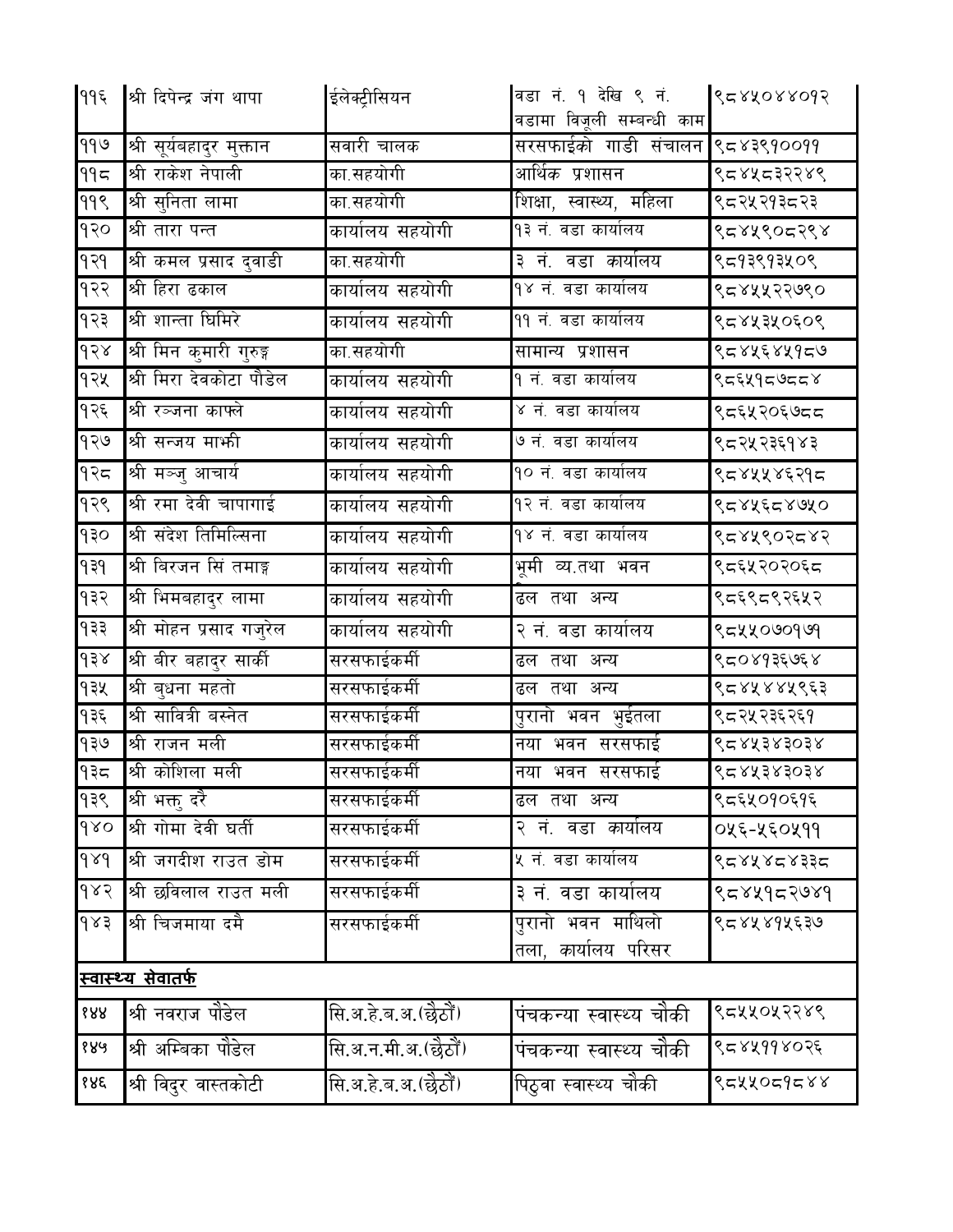| ११६ | श्री दिपेन्द्र जंग थापा | ईलेक्ट्रीसियन | वडा नं. १ देखि ९ नं. वडामा बिजुली सम्बन्धी काम | ९८४५०४४०१२ |
|---|---|---|---|---|
| ११७ | श्री सूर्यबहादुर मुक्तान | सवारी चालक | सरसफाईको गाडी संचालन | ९८४३९१००११ |
| ११८ | श्री राकेश नेपाली | का.सहयोगी | आर्थिक प्रशासन | ९८४५८३२२४९ |
| ११९ | श्री सुनिता लामा | का.सहयोगी | शिक्षा, स्वास्थ्य, महिला | ९८२५२१३८२३ |
| १२० | श्री तारा पन्त | कार्यालय सहयोगी | १३ नं. वडा कार्यालय | ९८४५९०८२९४ |
| १२१ | श्री कमल प्रसाद दुवाडी | का.सहयोगी | ३ नं. वडा कार्यालय | ९८१३९१३५०९ |
| १२२ | श्री हिरा ढकाल | कार्यालय सहयोगी | १४ नं. वडा कार्यालय | ९८४५५२२७९० |
| १२३ | श्री शान्ता घिमिरे | कार्यालय सहयोगी | ११ नं. वडा कार्यालय | ९८४५३५०६०९ |
| १२४ | श्री मिन कुमारी गुरुङ्ग | का.सहयोगी | सामान्य प्रशासन | ९८४५६४५१८७ |
| १२५ | श्री मिरा देवकोटा पौडेल | कार्यालय सहयोगी | १ नं. वडा कार्यालय | ९८६५१८७८८४ |
| १२६ | श्री रञ्जना काफ्ले | कार्यालय सहयोगी | ४ नं. वडा कार्यालय | ९८६५२०६७८८ |
| १२७ | श्री सन्जय माझी | कार्यालय सहयोगी | ७ नं. वडा कार्यालय | ९८२५२३६१४३ |
| १२८ | श्री मञ्जु आचार्य | कार्यालय सहयोगी | १० नं. वडा कार्यालय | ९८४५५४६२१८ |
| १२९ | श्री रमा देवी चापागाई | कार्यालय सहयोगी | १२ नं. वडा कार्यालय | ९८४५६८४७५० |
| १३० | श्री संदेश तिमिल्सिना | कार्यालय सहयोगी | १४ नं. वडा कार्यालय | ९८४५९०२८४२ |
| १३१ | श्री बिरजन सिं तमाङ्ग | कार्यालय सहयोगी | भूमी व्य.तथा भवन | ९८६५२०२०६८ |
| १३२ | श्री भिमबहादुर लामा | कार्यालय सहयोगी | ढल तथा अन्य | ९८६९८९२६५२ |
| १३३ | श्री मोहन प्रसाद गजुरेल | कार्यालय सहयोगी | २ नं. वडा कार्यालय | ९८५५०७०१७१ |
| १३४ | श्री बीर बहादुर सार्की | सरसफाईकर्मी | ढल तथा अन्य | ९८०४१३६७६४ |
| १३५ | श्री बुधना महतो | सरसफाईकर्मी | ढल तथा अन्य | ९८४५४४५९६३ |
| १३६ | श्री सावित्री बस्नेत | सरसफाईकर्मी | पुरानो भवन भुईतला | ९८२५२३६२६१ |
| १३७ | श्री राजन मली | सरसफाईकर्मी | नया भवन सरसफाई | ९८४५३४३०३४ |
| १३८ | श्री कोशिला मली | सरसफाईकर्मी | नया भवन सरसफाई | ९८४५३४३०३४ |
| १३९ | श्री भक्तु दरै | सरसफाईकर्मी | ढल तथा अन्य | ९८६५०१०६१६ |
| १४० | श्री गोमा देवी घर्ती | सरसफाईकर्मी | २ नं. वडा कार्यालय | ०५६-५६०५११ |
| १४१ | श्री जगदीश राउत डोम | सरसफाईकर्मी | ५ नं. वडा कार्यालय | ९८४५४८४३३८ |
| १४२ | श्री छविलाल राउत मली | सरसफाईकर्मी | ३ नं. वडा कार्यालय | ९८४५१८२७४१ |
| १४३ | श्री चिजमाया दमै | सरसफाईकर्मी | पुरानो भवन माथिलो तला, कार्यालय परिसर | ९८४५४१५६३७ |
| **स्वास्थ्य सेवातर्फ** | | | | |
| १४४ | श्री नवराज पौडेल | सि.अ.हे.ब.अ.(छैठौं) | पंचकन्या स्वास्थ्य चौकी | ९८५५०५२२४९ |
| १४५ | श्री अम्बिका पौडेल | सि.अ.न.मी.अ.(छैठौं) | पंचकन्या स्वास्थ्य चौकी | ९८४५११४०२६ |
| १४६ | श्री विदुर वास्तकोटी | सि.अ.हे.ब.अ.(छैठौं) | पिठुवा स्वास्थ्य चौकी | ९८५५०८१८४४ |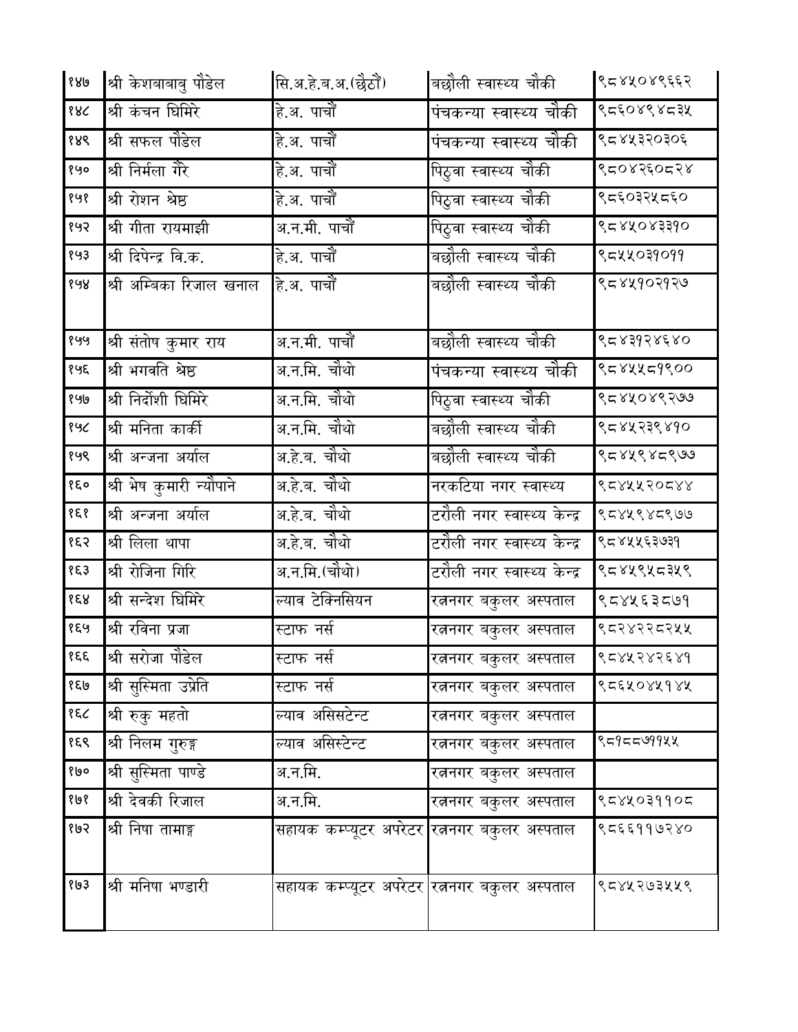| | | | | |
|---|---|---|---|---|
| १४७ | श्री केशबाबाबु पौडेल | सि.अ.हे.ब.अ.(छैठौं) | बछौली स्वास्थ्य चौकी | ९८४५०४९६६२ |
| १४८ | श्री कंचन घिमिरे | हे.अ. पाचौं | पंचकन्या स्वास्थ्य चौकी | ९८६०४९४८३५ |
| १४९ | श्री सफल पौडेल | हे.अ. पाचौं | पंचकन्या स्वास्थ्य चौकी | ९८४५३२०३०६ |
| १५० | श्री निर्मला गैरे | हे.अ. पाचौं | पिठुवा स्वास्थ्य चौकी | ९८०४२६०८२४ |
| १५१ | श्री रोशन श्रेष्ठ | हे.अ. पाचौं | पिठुवा स्वास्थ्य चौकी | ९८६०३२५८६० |
| १५२ | श्री गीता रायमाझी | अ.न.मी. पाचौं | पिठुवा स्वास्थ्य चौकी | ९८४५०४३३१० |
| १५३ | श्री दिपेन्द्र वि.क. | हे.अ. पाचौं | बछौली स्वास्थ्य चौकी | ९८५५०३१०११ |
| १५४ | श्री अम्बिका रिजाल खनाल | हे.अ. पाचौं | बछौली स्वास्थ्य चौकी | ९८४५१०२१२७ |
| १५५ | श्री संतोष कुमार राय | अ.न.मी. पाचौं | बछौली स्वास्थ्य चौकी | ९८४३१२४६४० |
| १५६ | श्री भगवति श्रेष्ठ | अ.न.मि. चौथो | पंचकन्या स्वास्थ्य चौकी | ९८४५५८१९०० |
| १५७ | श्री निर्दोशी घिमिरे | अ.न.मि. चौथो | पिठुवा स्वास्थ्य चौकी | ९८४५०४९२७७ |
| १५८ | श्री मनिता कार्की | अ.न.मि. चौथो | बछौली स्वास्थ्य चौकी | ९८४५२३९४१० |
| १५९ | श्री अन्जना अर्याल | अ.हे.ब. चौथो | बछौली स्वास्थ्य चौकी | ९८४५९४८९७७ |
| १६० | श्री भेष कुमारी न्यौपाने | अ.हे.ब. चौथो | नरकटिया नगर स्वास्थ्य | ९८४५५२०८४४ |
| १६१ | श्री अन्जना अर्याल | अ.हे.ब. चौथो | टरौली नगर स्वास्थ्य केन्द्र | ९८४५९४८९७७ |
| १६२ | श्री लिला थापा | अ.हे.ब. चौथो | टरौली नगर स्वास्थ्य केन्द्र | ९८४५५६३७३१ |
| १६३ | श्री रोजिना गिरि | अ.न.मि.(चौथो) | टरौली नगर स्वास्थ्य केन्द्र | ९८४५९५८३५९ |
| १६४ | श्री सन्देश घिमिरे | ल्याव टेक्निसियन | रत्ननगर बकुलर अस्पताल | ९८४५६३८७१ |
| १६५ | श्री रविना प्रजा | स्टाफ नर्स | रत्ननगर बकुलर अस्पताल | ९८२४२२८२५५ |
| १६६ | श्री सरोजा पौडेल | स्टाफ नर्स | रत्ननगर बकुलर अस्पताल | ९८४५२४२६४१ |
| १६७ | श्री सुस्मिता उप्रेति | स्टाफ नर्स | रत्ननगर बकुलर अस्पताल | ९८६५०४५१४५ |
| १६८ | श्री रुकु महतो | ल्याव असिसटेन्ट | रत्ननगर बकुलर अस्पताल | |
| १६९ | श्री निलम गुरुङ्ग | ल्याव असिस्टेन्ट | रत्ननगर बकुलर अस्पताल | ९८१८८७११५५ |
| १७० | श्री सुस्मिता पाण्डे | अ.न.मि. | रत्ननगर बकुलर अस्पताल | |
| १७१ | श्री देवकी रिजाल | अ.न.मि. | रत्ननगर बकुलर अस्पताल | ९८४५०३११०८ |
| १७२ | श्री निषा तामाङ्ग | सहायक कम्प्यूटर अपरेटर | रत्ननगर बकुलर अस्पताल | ९८६६११७२४० |
| १७३ | श्री मनिषा भण्डारी | सहायक कम्प्यूटर अपरेटर | रत्ननगर बकुलर अस्पताल | ९८४५२७३५५९ |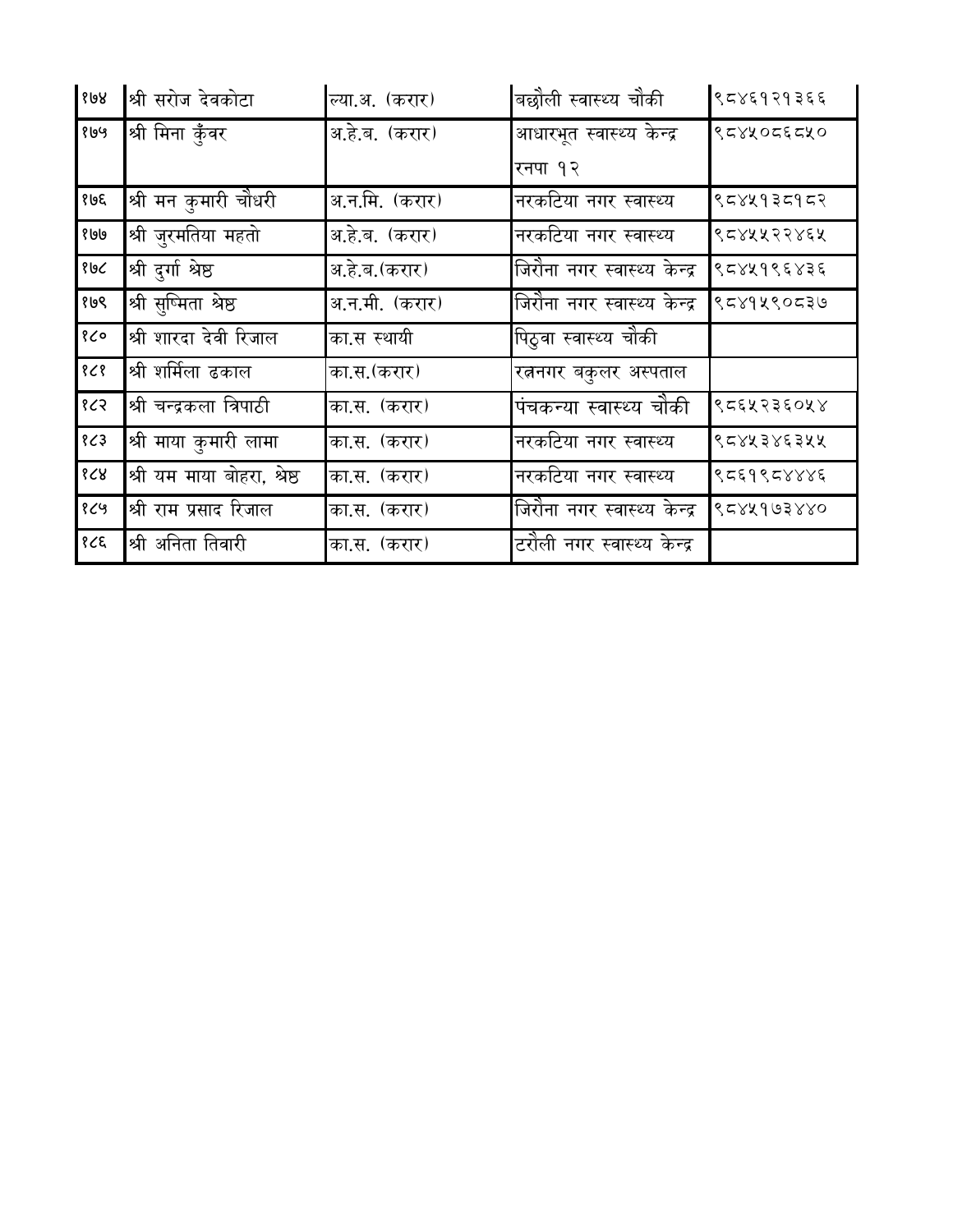| | | | | |
|---|---|---|---|---|
| १७४ | श्री सरोज देवकोटा | ल्या.अ. (करार) | बछौली स्वास्थ्य चौकी | ९८४६१२१३६६ |
| १७५ | श्री मिना कुँवर | अ.हे.ब. (करार) | आधारभूत स्वास्थ्य केन्द्र रनपा १२ | ९८४५०८६८५० |
| १७६ | श्री मन कुमारी चौधरी | अ.न.मि. (करार) | नरकटिया नगर स्वास्थ्य | ९८४५१३८१८२ |
| १७७ | श्री जुरमतिया महतो | अ.हे.ब. (करार) | नरकटिया नगर स्वास्थ्य | ९८४५५२२४६५ |
| १७८ | श्री दुर्गा श्रेष्ठ | अ.हे.ब.(करार) | जिरौना नगर स्वास्थ्य केन्द्र | ९८४५१९६४३६ |
| १७९ | श्री सुष्मिता श्रेष्ठ | अ.न.मी. (करार) | जिरौना नगर स्वास्थ्य केन्द्र | ९८४१५९०८३७ |
| १८० | श्री शारदा देवी रिजाल | का.स स्थायी | पिठुवा स्वास्थ्य चौकी | |
| १८१ | श्री शर्मिला ढकाल | का.स.(करार) | रत्ननगर बकुलर अस्पताल | |
| १८२ | श्री चन्द्रकला त्रिपाठी | का.स. (करार) | पंचकन्या स्वास्थ्य चौकी | ९८६५२३६०५४ |
| १८३ | श्री माया कुमारी लामा | का.स. (करार) | नरकटिया नगर स्वास्थ्य | ९८४५३४६३५५ |
| १८४ | श्री यम माया बोहरा, श्रेष्ठ | का.स. (करार) | नरकटिया नगर स्वास्थ्य | ९८६१९८४४४६ |
| १८५ | श्री राम प्रसाद रिजाल | का.स. (करार) | जिरौना नगर स्वास्थ्य केन्द्र | ९८४५१७३४४० |
| १८६ | श्री अनिता तिवारी | का.स. (करार) | टरौली नगर स्वास्थ्य केन्द्र | |